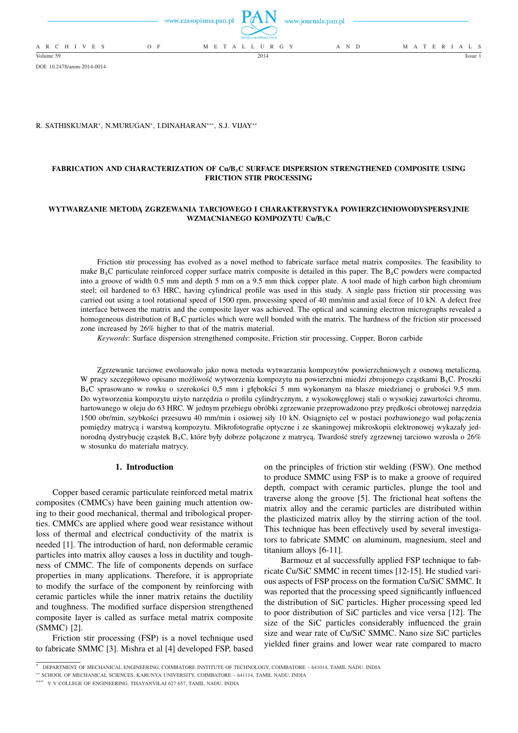DOI: 10.2478/amm-2014-0014

R. SATHISKUMAR[*], N.MURUGAN[*], I.DINAHARAN[***], S.J. VIJAY[**]

# FABRICATION AND CHARACTERIZATION OF Cu/$B_4C$ SURFACE DISPERSION STRENGTHENED COMPOSITE USING FRICTION STIR PROCESSING

# WYTWARZANIE METODĄ ZGRZEWANIA TARCIOWEGO I CHARAKTERYSTYKA POWIERZCHNIOWODYSPERSYJNIE WZMACNIANEGO KOMPOZYTU Cu/$B_4C$

Friction stir processing has evolved as a novel method to fabricate surface metal matrix composites. The feasibility to make $B_4C$ particulate reinforced copper surface matrix composite is detailed in this paper. The $B_4C$ powders were compacted into a groove of width 0.5 mm and depth 5 mm on a 9.5 mm thick copper plate. A tool made of high carbon high chromium steel; oil hardened to 63 HRC, having cylindrical profile was used in this study. A single pass friction stir processing was carried out using a tool rotational speed of 1500 rpm, processing speed of 40 mm/min and axial force of 10 kN. A defect free interface between the matrix and the composite layer was achieved. The optical and scanning electron micrographs revealed a homogeneous distribution of $B_4C$ particles which were well bonded with the matrix. The hardness of the friction stir processed zone increased by 26% higher to that of the matrix material.

*Keywords*: Surface dispersion strengthened composite, Friction stir processing, Copper, Boron carbide

Zgrzewanie tarciowe ewoluowało jako nowa metoda wytwarzania kompozytów powierzchniowych z osnową metaliczną. W pracy szczegółowo opisano możliwość wytworzenia kompozytu na powierzchni miedzi zbrojonego cząstkami $B_4C$. Proszki $B_4C$ sprasowano w rowku o szerokości 0,5 mm i głębokści 5 mm wykonanym na blasze miedzianej o grubości 9,5 mm. Do wytworzenia kompozytu użyto narzędzia o profilu cylindrycznym, z wysokowęglowej stali o wysokiej zawartości chromu, hartowanego w oleju do 63 HRC. W jednym przebiegu obróbki zgrzewanie przeprowadzono przy prędkości obrotowej narzędzia 1500 obr/min, szybkości przesuwu 40 mm/min i osiowej siły 10 kN. Osiągnięto cel w postaci pozbawionego wad połączenia pomiędzy matrycą i warstwą kompozytu. Mikrofotografie optyczne i ze skaningowej mikroskopii elektronowej wykazały jednorodną dystrybucję cząstek $B_4C$, które były dobrze połączone z matrycą. Twardość strefy zgrzewnej tarciowo wzrosła o 26% w stosunku do materiału matrycy.

## 1. Introduction

Copper based ceramic particulate reinforced metal matrix composites (CMMCs) have been gaining much attention owing to their good mechanical, thermal and tribological properties. CMMCs are applied where good wear resistance without loss of thermal and electrical conductivity of the matrix is needed [1]. The introduction of hard, non deformable ceramic particles into matrix alloy causes a loss in ductility and toughness of CMMC. The life of components depends on surface properties in many applications. Therefore, it is appropriate to modify the surface of the component by reinforcing with ceramic particles while the inner matrix retains the ductility and toughness. The modified surface dispersion strengthened composite layer is called as surface metal matrix composite (SMMC) [2].

Friction stir processing (FSP) is a novel technique used to fabricate SMMC [3]. Mishra et al [4] developed FSP, based on the principles of friction stir welding (FSW). One method to produce SMMC using FSP is to make a groove of required depth, compact with ceramic particles, plunge the tool and traverse along the groove [5]. The frictional heat softens the matrix alloy and the ceramic particles are distributed within the plasticized matrix alloy by the stirring action of the tool. This technique has been effectively used by several investigators to fabricate SMMC on aluminum, magnesium, steel and titanium alloys [6-11].

Barmouz et al successfully applied FSP technique to fabricate Cu/SiC SMMC in recent times [12-15]. He studied various aspects of FSP process on the formation Cu/SiC SMMC. It was reported that the processing speed significantly influenced the distribution of SiC particles. Higher processing speed led to poor distribution of SiC particles and vice versa [12]. The size of the SiC particles considerably influenced the grain size and wear rate of Cu/SiC SMMC. Nano size SiC particles yielded finer grains and lower wear rate compared to macro

[*] DEPARTMENT OF MECHANICAL ENGINEERING, COIMBATORE INSTITUTE OF TECHNOLOGY, COIMBATORE – 641014, TAMIL NADU, INDIA

[**] SCHOOL OF MECHANICAL SCIENCES, KARUNYA UNIVERSITY, COIMBATORE – 641114, TAMIL NADU, INDIA

[***] V V COLLEGE OF ENGINEERING, TISAYANVILAI 627 657, TAMIL NADU, INDIA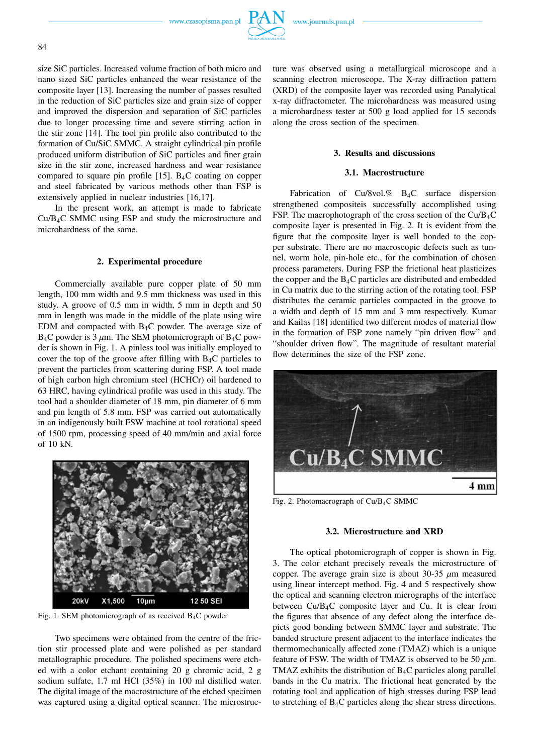size SiC particles. Increased volume fraction of both micro and nano sized SiC particles enhanced the wear resistance of the composite layer [13]. Increasing the number of passes resulted in the reduction of SiC particles size and grain size of copper and improved the dispersion and separation of SiC particles due to longer processing time and severe stirring action in the stir zone [14]. The tool pin profile also contributed to the formation of Cu/SiC SMMC. A straight cylindrical pin profile produced uniform distribution of SiC particles and finer grain size in the stir zone, increased hardness and wear resistance compared to square pin profile [15]. $B_4C$ coating on copper and steel fabricated by various methods other than FSP is extensively applied in nuclear industries [16,17].

In the present work, an attempt is made to fabricate Cu/$B_4C$ SMMC using FSP and study the microstructure and microhardness of the same.

## 2. Experimental procedure

Commercially available pure copper plate of 50 mm length, 100 mm width and 9.5 mm thickness was used in this study. A groove of 0.5 mm in width, 5 mm in depth and 50 mm in length was made in the middle of the plate using wire EDM and compacted with $B_4C$ powder. The average size of $B_4C$ powder is 3 $\mu$m. The SEM photomicrograph of $B_4C$ powder is shown in Fig. 1. A pinless tool was initially employed to cover the top of the groove after filling with $B_4C$ particles to prevent the particles from scattering during FSP. A tool made of high carbon high chromium steel (HCHCr) oil hardened to 63 HRC, having cylindrical profile was used in this study. The tool had a shoulder diameter of 18 mm, pin diameter of 6 mm and pin length of 5.8 mm. FSP was carried out automatically in an indigenously built FSW machine at tool rotational speed of 1500 rpm, processing speed of 40 mm/min and axial force of 10 kN.

Fig. 1. SEM photomicrograph of as received $B_4C$ powder

Two specimens were obtained from the centre of the friction stir processed plate and were polished as per standard metallographic procedure. The polished specimens were etched with a color etchant containing 20 g chromic acid, 2 g sodium sulfate, 1.7 ml HCl (35%) in 100 ml distilled water. The digital image of the macrostructure of the etched specimen was captured using a digital optical scanner. The microstructure was observed using a metallurgical microscope and a scanning electron microscope. The X-ray diffraction pattern (XRD) of the composite layer was recorded using Panalytical x-ray diffractometer. The microhardness was measured using a microhardness tester at 500 g load applied for 15 seconds along the cross section of the specimen.

## 3. Results and discussions

### 3.1. Macrostructure

Fabrication of Cu/8vol.% $B_4C$ surface dispersion strengthened compositeis successfully accomplished using FSP. The macrophotograph of the cross section of the Cu/$B_4C$ composite layer is presented in Fig. 2. It is evident from the figure that the composite layer is well bonded to the copper substrate. There are no macroscopic defects such as tunnel, worm hole, pin-hole etc., for the combination of chosen process parameters. During FSP the frictional heat plasticizes the copper and the $B_4C$ particles are distributed and embedded in Cu matrix due to the stirring action of the rotating tool. FSP distributes the ceramic particles compacted in the groove to a width and depth of 15 mm and 3 mm respectively. Kumar and Kailas [18] identified two different modes of material flow in the formation of FSP zone namely "pin driven flow" and "shoulder driven flow". The magnitude of resultant material flow determines the size of the FSP zone.

Fig. 2. Photomacrograph of Cu/$B_4C$ SMMC

### 3.2. Microstructure and XRD

The optical photomicrograph of copper is shown in Fig. 3. The color etchant precisely reveals the microstructure of copper. The average grain size is about 30-35 $\mu$m measured using linear intercept method. Fig. 4 and 5 respectively show the optical and scanning electron micrographs of the interface between Cu/$B_4C$ composite layer and Cu. It is clear from the figures that absence of any defect along the interface depicts good bonding between SMMC layer and substrate. The banded structure present adjacent to the interface indicates the thermomechanically affected zone (TMAZ) which is a unique feature of FSW. The width of TMAZ is observed to be 50 $\mu$m. TMAZ exhibits the distribution of $B_4C$ particles along parallel bands in the Cu matrix. The frictional heat generated by the rotating tool and application of high stresses during FSP lead to stretching of $B_4C$ particles along the shear stress directions.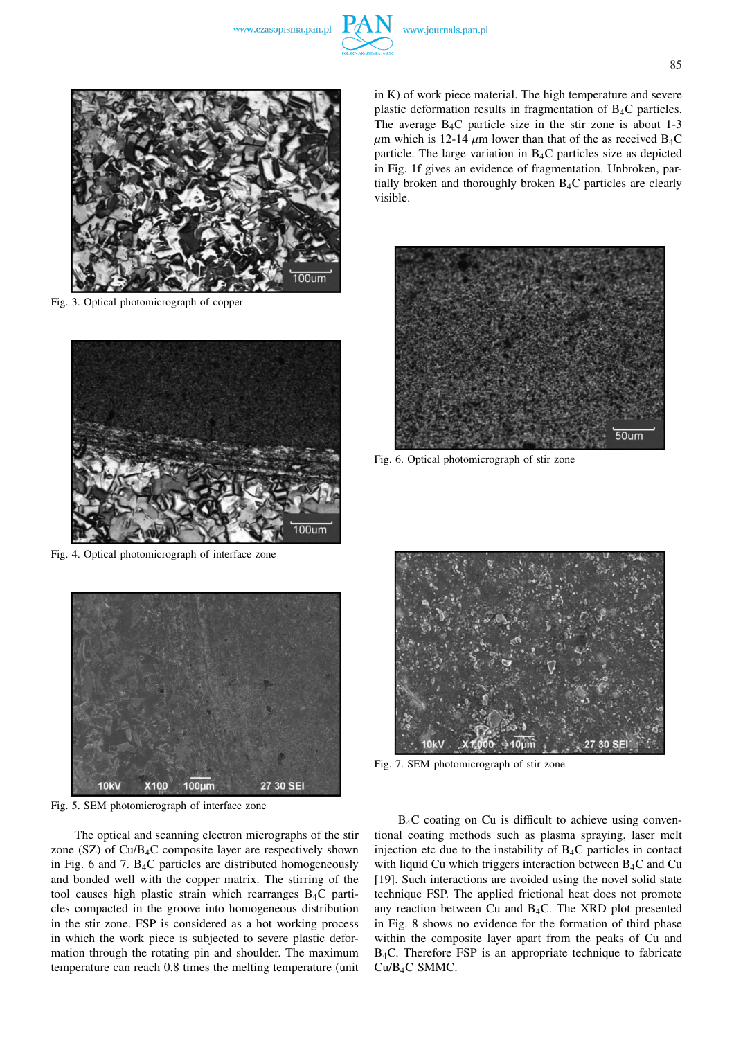Fig. 3. Optical photomicrograph of copper

Fig. 4. Optical photomicrograph of interface zone

Fig. 5. SEM photomicrograph of interface zone

The optical and scanning electron micrographs of the stir zone (SZ) of Cu/$B_4C$ composite layer are respectively shown in Fig. 6 and 7. $B_4C$ particles are distributed homogeneously and bonded well with the copper matrix. The stirring of the tool causes high plastic strain which rearranges $B_4C$ particles compacted in the groove into homogeneous distribution in the stir zone. FSP is considered as a hot working process in which the work piece is subjected to severe plastic deformation through the rotating pin and shoulder. The maximum temperature can reach 0.8 times the melting temperature (unit in K) of work piece material. The high temperature and severe plastic deformation results in fragmentation of $B_4C$ particles. The average $B_4C$ particle size in the stir zone is about 1-3 $\mu$m which is 12-14 $\mu$m lower than that of the as received $B_4C$ particle. The large variation in $B_4C$ particles size as depicted in Fig. 1f gives an evidence of fragmentation. Unbroken, partially broken and thoroughly broken $B_4C$ particles are clearly visible.

Fig. 6. Optical photomicrograph of stir zone

Fig. 7. SEM photomicrograph of stir zone

$B_4C$ coating on Cu is difficult to achieve using conventional coating methods such as plasma spraying, laser melt injection etc due to the instability of $B_4C$ particles in contact with liquid Cu which triggers interaction between $B_4C$ and Cu [19]. Such interactions are avoided using the novel solid state technique FSP. The applied frictional heat does not promote any reaction between Cu and $B_4C$. The XRD plot presented in Fig. 8 shows no evidence for the formation of third phase within the composite layer apart from the peaks of Cu and $B_4C$. Therefore FSP is an appropriate technique to fabricate Cu/$B_4C$ SMMC.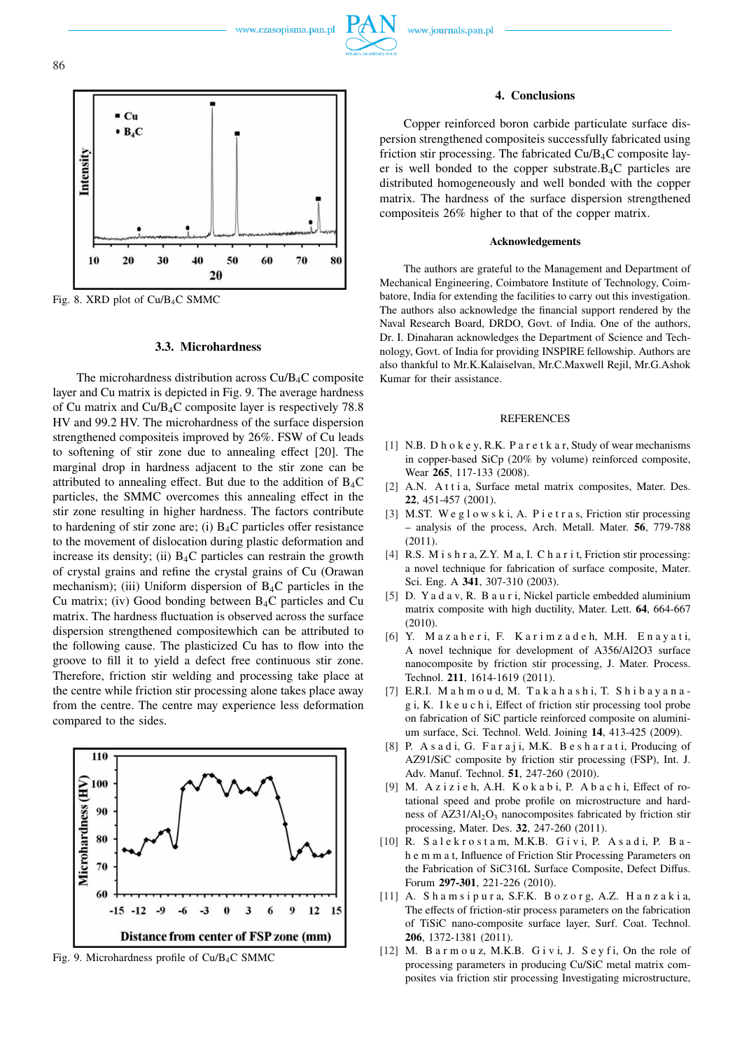Fig. 8. XRD plot of $Cu/B_4C$ SMMC

### 3.3. Microhardness

The microhardness distribution across $Cu/B_4C$ composite layer and Cu matrix is depicted in Fig. 9. The average hardness of Cu matrix and $Cu/B_4C$ composite layer is respectively 78.8 HV and 99.2 HV. The microhardness of the surface dispersion strengthened composites improved by 26%. FSW of Cu leads to softening of stir zone due to annealing effect [20]. The marginal drop in hardness adjacent to the stir zone can be attributed to annealing effect. But due to the addition of $B_4C$ particles, the SMMC overcomes this annealing effect in the stir zone resulting in higher hardness. The factors contribute to hardening of stir zone are; (i) $B_4C$ particles offer resistance to the movement of dislocation during plastic deformation and increase its density; (ii) $B_4C$ particles can restrain the growth of crystal grains and refine the crystal grains of Cu (Orawan mechanism); (iii) Uniform dispersion of $B_4C$ particles in the Cu matrix; (iv) Good bonding between $B_4C$ particles and Cu matrix. The hardness fluctuation is observed across the surface dispersion strengthened compositewhich can be attributed to the following cause. The plasticized Cu has to flow into the groove to fill it to yield a defect free continuous stir zone. Therefore, friction stir welding and processing take place at the centre while friction stir processing alone takes place away from the centre. The centre may experience less deformation compared to the sides.

Fig. 9. Microhardness profile of $Cu/B_4C$ SMMC

## 4. Conclusions

Copper reinforced boron carbide particulate surface dispersion strengthened compositeis successfully fabricated using friction stir processing. The fabricated $Cu/B_4C$ composite layer is well bonded to the copper substrate.$B_4C$ particles are distributed homogeneously and well bonded with the copper matrix. The hardness of the surface dispersion strengthened compositeis 26% higher to that of the copper matrix.

### Acknowledgements

The authors are grateful to the Management and Department of Mechanical Engineering, Coimbatore Institute of Technology, Coimbatore, India for extending the facilities to carry out this investigation. The authors also acknowledge the financial support rendered by the Naval Research Board, DRDO, Govt. of India. One of the authors, Dr. I. Dinaharan acknowledges the Department of Science and Technology, Govt. of India for providing INSPIRE fellowship. Authors are also thankful to Mr.K.Kalaiselvan, Mr.C.Maxwell Rejil, Mr.G.Ashok Kumar for their assistance.

### REFERENCES

[1] N.B. Dhokey, R.K. Paretkar, Study of wear mechanisms in copper-based SiCp (20% by volume) reinforced composite, Wear **265**, 117-133 (2008).

[2] A.N. Attia, Surface metal matrix composites, Mater. Des. **22**, 451-457 (2001).

[3] M.ST. Węglowski, A. Pietras, Friction stir processing – analysis of the process, Arch. Metall. Mater. **56**, 779-788 (2011).

[4] R.S. Mishra, Z.Y. Ma, I. Charit, Friction stir processing: a novel technique for fabrication of surface composite, Mater. Sci. Eng. A **341**, 307-310 (2003).

[5] D. Yadav, R. Bauri, Nickel particle embedded aluminium matrix composite with high ductility, Mater. Lett. **64**, 664-667 (2010).

[6] Y. Mazaheri, F. Karimzadeh, M.H. Enayati, A novel technique for development of A356/Al2O3 surface nanocomposite by friction stir processing, J. Mater. Process. Technol. **211**, 1614-1619 (2011).

[7] E.R.I. Mahmoud, M. Takahashi, T. Shibayanagi, K. Ikeuchi, Effect of friction stir processing tool probe on fabrication of SiC particle reinforced composite on aluminium surface, Sci. Technol. Weld. Joining **14**, 413-425 (2009).

[8] P. Asadi, G. Faraji, M.K. Besharati, Producing of AZ91/SiC composite by friction stir processing (FSP), Int. J. Adv. Manuf. Technol. **51**, 247-260 (2010).

[9] M. Azizieh, A.H. Kokabi, P. Abachi, Effect of rotational speed and probe profile on microstructure and hardness of AZ31/$Al_2O_3$ nanocomposites fabricated by friction stir processing, Mater. Des. **32**, 247-260 (2011).

[10] R. Salekrostam, M.K.B. Givi, P. Asadi, P. Bahemmat, Influence of Friction Stir Processing Parameters on the Fabrication of SiC316L Surface Composite, Defect Diffus. Forum **297-301**, 221-226 (2010).

[11] A. Shamsipura, S.F.K. Bozorg, A.Z. Hanzakia, The effects of friction-stir process parameters on the fabrication of TiSiC nano-composite surface layer, Surf. Coat. Technol. **206**, 1372-1381 (2011).

[12] M. Barmouz, M.K.B. Givi, J. Seyfi, On the role of processing parameters in producing Cu/SiC metal matrix composites via friction stir processing Investigating microstructure,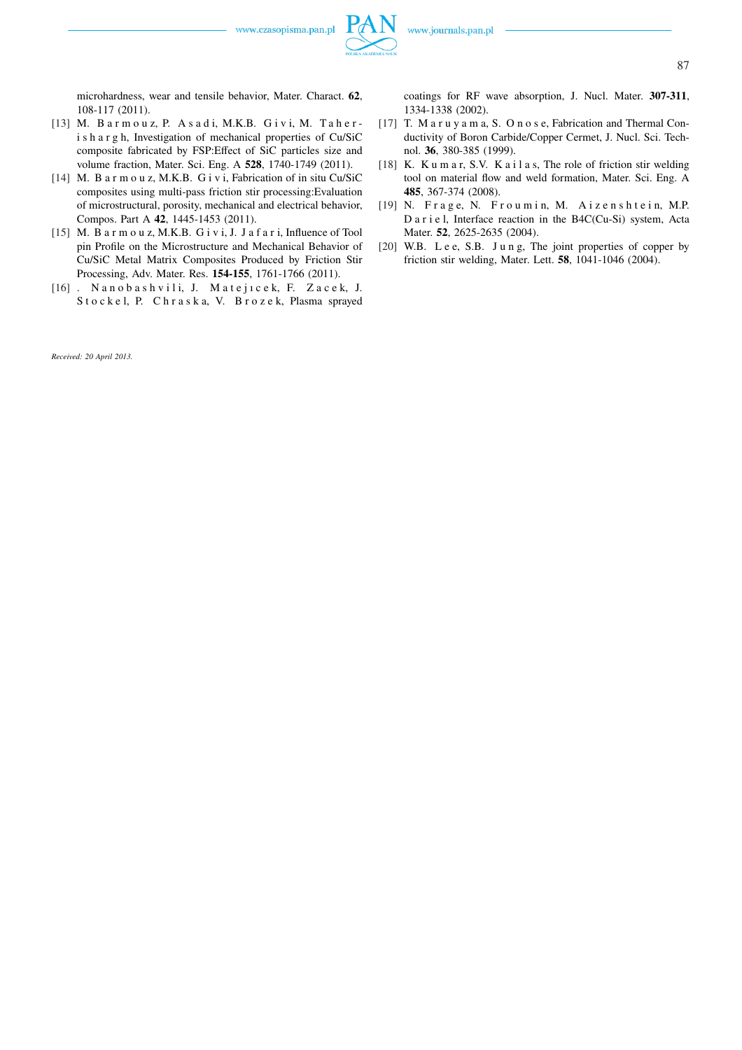microhardness, wear and tensile behavior, Mater. Charact. **62**, 108-117 (2011).

[13] M. Barmouz, P. Asadi, M.K.B. Givi, M. Taherishargh, Investigation of mechanical properties of Cu/SiC composite fabricated by FSP:Effect of SiC particles size and volume fraction, Mater. Sci. Eng. A **528**, 1740-1749 (2011).

[14] M. Barmouz, M.K.B. Givi, Fabrication of in situ Cu/SiC composites using multi-pass friction stir processing:Evaluation of microstructural, porosity, mechanical and electrical behavior, Compos. Part A **42**, 1445-1453 (2011).

[15] M. Barmouz, M.K.B. Givi, J. Jafari, Influence of Tool pin Profile on the Microstructure and Mechanical Behavior of Cu/SiC Metal Matrix Composites Produced by Friction Stir Processing, Adv. Mater. Res. **154-155**, 1761-1766 (2011).

[16] . Nanobashvili, J. Matejıcek, F. Zacek, J. Stockel, P. Chraska, V. Brozek, Plasma sprayed coatings for RF wave absorption, J. Nucl. Mater. **307-311**, 1334-1338 (2002).

[17] T. Maruyama, S. Onose, Fabrication and Thermal Conductivity of Boron Carbide/Copper Cermet, J. Nucl. Sci. Technol. **36**, 380-385 (1999).

[18] K. Kumar, S.V. Kailas, The role of friction stir welding tool on material flow and weld formation, Mater. Sci. Eng. A **485**, 367-374 (2008).

[19] N. Frage, N. Froumin, M. Aizenshtein, M.P. Dariel, Interface reaction in the B4C(Cu-Si) system, Acta Mater. **52**, 2625-2635 (2004).

[20] W.B. Lee, S.B. Jung, The joint properties of copper by friction stir welding, Mater. Lett. **58**, 1041-1046 (2004).

*Received: 20 April 2013.*